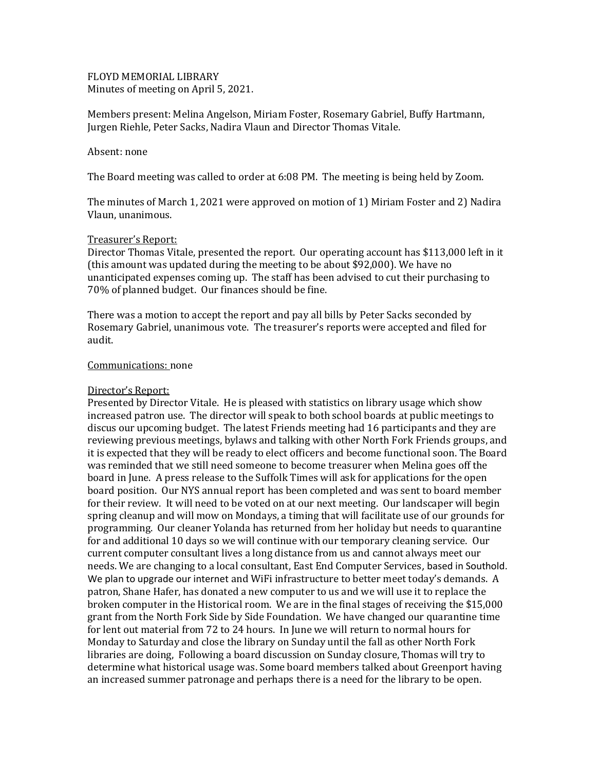FLOYD MEMORIAL LIBRARY
Minutes of meeting on April 5, 2021.

Members present: Melina Angelson, Miriam Foster, Rosemary Gabriel, Buffy Hartmann, Jurgen Riehle, Peter Sacks, Nadira Vlaun and Director Thomas Vitale.

Absent: none

The Board meeting was called to order at 6:08 PM. The meeting is being held by Zoom.

The minutes of March 1, 2021 were approved on motion of 1) Miriam Foster and 2) Nadira Vlaun, unanimous.

Treasurer's Report:
Director Thomas Vitale, presented the report. Our operating account has $113,000 left in it (this amount was updated during the meeting to be about $92,000). We have no unanticipated expenses coming up. The staff has been advised to cut their purchasing to 70% of planned budget. Our finances should be fine.

There was a motion to accept the report and pay all bills by Peter Sacks seconded by Rosemary Gabriel, unanimous vote. The treasurer's reports were accepted and filed for audit.

Communications: none

Director's Report:
Presented by Director Vitale. He is pleased with statistics on library usage which show increased patron use. The director will speak to both school boards at public meetings to discus our upcoming budget. The latest Friends meeting had 16 participants and they are reviewing previous meetings, bylaws and talking with other North Fork Friends groups, and it is expected that they will be ready to elect officers and become functional soon. The Board was reminded that we still need someone to become treasurer when Melina goes off the board in June. A press release to the Suffolk Times will ask for applications for the open board position. Our NYS annual report has been completed and was sent to board member for their review. It will need to be voted on at our next meeting. Our landscaper will begin spring cleanup and will mow on Mondays, a timing that will facilitate use of our grounds for programming. Our cleaner Yolanda has returned from her holiday but needs to quarantine for and additional 10 days so we will continue with our temporary cleaning service. Our current computer consultant lives a long distance from us and cannot always meet our needs. We are changing to a local consultant, East End Computer Services, based in Southold. We plan to upgrade our internet and WiFi infrastructure to better meet today's demands. A patron, Shane Hafer, has donated a new computer to us and we will use it to replace the broken computer in the Historical room. We are in the final stages of receiving the $15,000 grant from the North Fork Side by Side Foundation. We have changed our quarantine time for lent out material from 72 to 24 hours. In June we will return to normal hours for Monday to Saturday and close the library on Sunday until the fall as other North Fork libraries are doing, Following a board discussion on Sunday closure, Thomas will try to determine what historical usage was. Some board members talked about Greenport having an increased summer patronage and perhaps there is a need for the library to be open.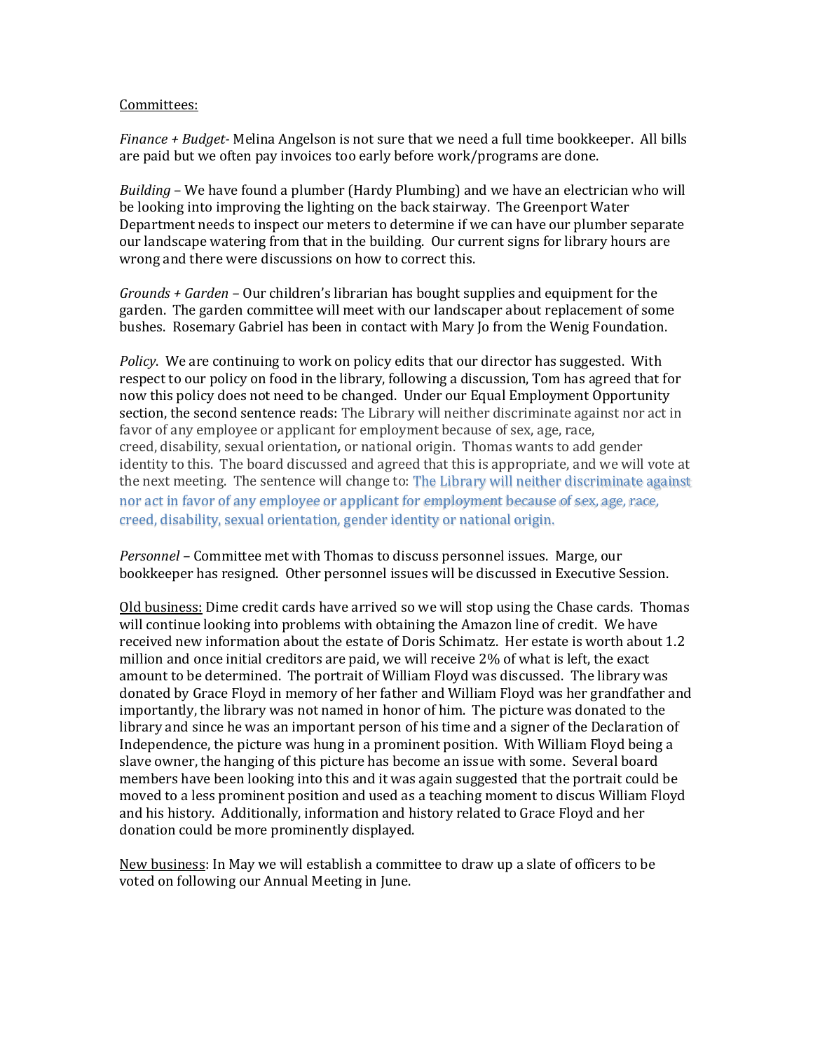Committees:

*Finance + Budget*- Melina Angelson is not sure that we need a full time bookkeeper. All bills are paid but we often pay invoices too early before work/programs are done.

*Building* – We have found a plumber (Hardy Plumbing) and we have an electrician who will be looking into improving the lighting on the back stairway. The Greenport Water Department needs to inspect our meters to determine if we can have our plumber separate our landscape watering from that in the building. Our current signs for library hours are wrong and there were discussions on how to correct this.

*Grounds + Garden* – Our children's librarian has bought supplies and equipment for the garden. The garden committee will meet with our landscaper about replacement of some bushes. Rosemary Gabriel has been in contact with Mary Jo from the Wenig Foundation.

*Policy*. We are continuing to work on policy edits that our director has suggested. With respect to our policy on food in the library, following a discussion, Tom has agreed that for now this policy does not need to be changed. Under our Equal Employment Opportunity section, the second sentence reads: The Library will neither discriminate against nor act in favor of any employee or applicant for employment because of sex, age, race, creed, disability, sexual orientation**,** or national origin. Thomas wants to add gender identity to this. The board discussed and agreed that this is appropriate, and we will vote at the next meeting. The sentence will change to: The Library will neither discriminate against nor act in favor of any employee or applicant for employment because of sex, age, race, creed, disability, sexual orientation, gender identity or national origin.

*Personnel* – Committee met with Thomas to discuss personnel issues. Marge, our bookkeeper has resigned. Other personnel issues will be discussed in Executive Session.

Old business: Dime credit cards have arrived so we will stop using the Chase cards. Thomas will continue looking into problems with obtaining the Amazon line of credit. We have received new information about the estate of Doris Schimatz. Her estate is worth about 1.2 million and once initial creditors are paid, we will receive 2% of what is left, the exact amount to be determined. The portrait of William Floyd was discussed. The library was donated by Grace Floyd in memory of her father and William Floyd was her grandfather and importantly, the library was not named in honor of him. The picture was donated to the library and since he was an important person of his time and a signer of the Declaration of Independence, the picture was hung in a prominent position. With William Floyd being a slave owner, the hanging of this picture has become an issue with some. Several board members have been looking into this and it was again suggested that the portrait could be moved to a less prominent position and used as a teaching moment to discus William Floyd and his history. Additionally, information and history related to Grace Floyd and her donation could be more prominently displayed.

New business: In May we will establish a committee to draw up a slate of officers to be voted on following our Annual Meeting in June.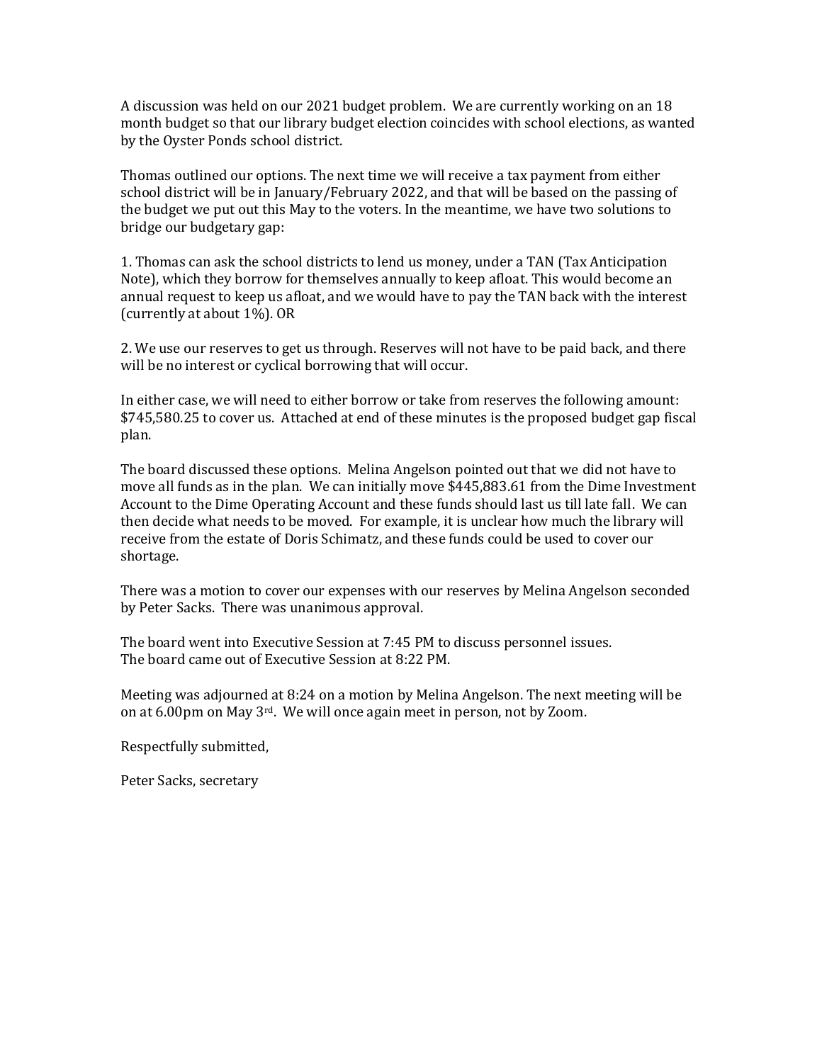A discussion was held on our 2021 budget problem. We are currently working on an 18 month budget so that our library budget election coincides with school elections, as wanted by the Oyster Ponds school district.

Thomas outlined our options. The next time we will receive a tax payment from either school district will be in January/February 2022, and that will be based on the passing of the budget we put out this May to the voters. In the meantime, we have two solutions to bridge our budgetary gap:

1. Thomas can ask the school districts to lend us money, under a TAN (Tax Anticipation Note), which they borrow for themselves annually to keep afloat. This would become an annual request to keep us afloat, and we would have to pay the TAN back with the interest (currently at about 1%). OR

2. We use our reserves to get us through. Reserves will not have to be paid back, and there will be no interest or cyclical borrowing that will occur.

In either case, we will need to either borrow or take from reserves the following amount: $745,580.25 to cover us. Attached at end of these minutes is the proposed budget gap fiscal plan.

The board discussed these options. Melina Angelson pointed out that we did not have to move all funds as in the plan. We can initially move $445,883.61 from the Dime Investment Account to the Dime Operating Account and these funds should last us till late fall. We can then decide what needs to be moved. For example, it is unclear how much the library will receive from the estate of Doris Schimatz, and these funds could be used to cover our shortage.

There was a motion to cover our expenses with our reserves by Melina Angelson seconded by Peter Sacks. There was unanimous approval.

The board went into Executive Session at 7:45 PM to discuss personnel issues.
The board came out of Executive Session at 8:22 PM.

Meeting was adjourned at 8:24 on a motion by Melina Angelson. The next meeting will be on at 6.00pm on May 3rd. We will once again meet in person, not by Zoom.

Respectfully submitted,

Peter Sacks, secretary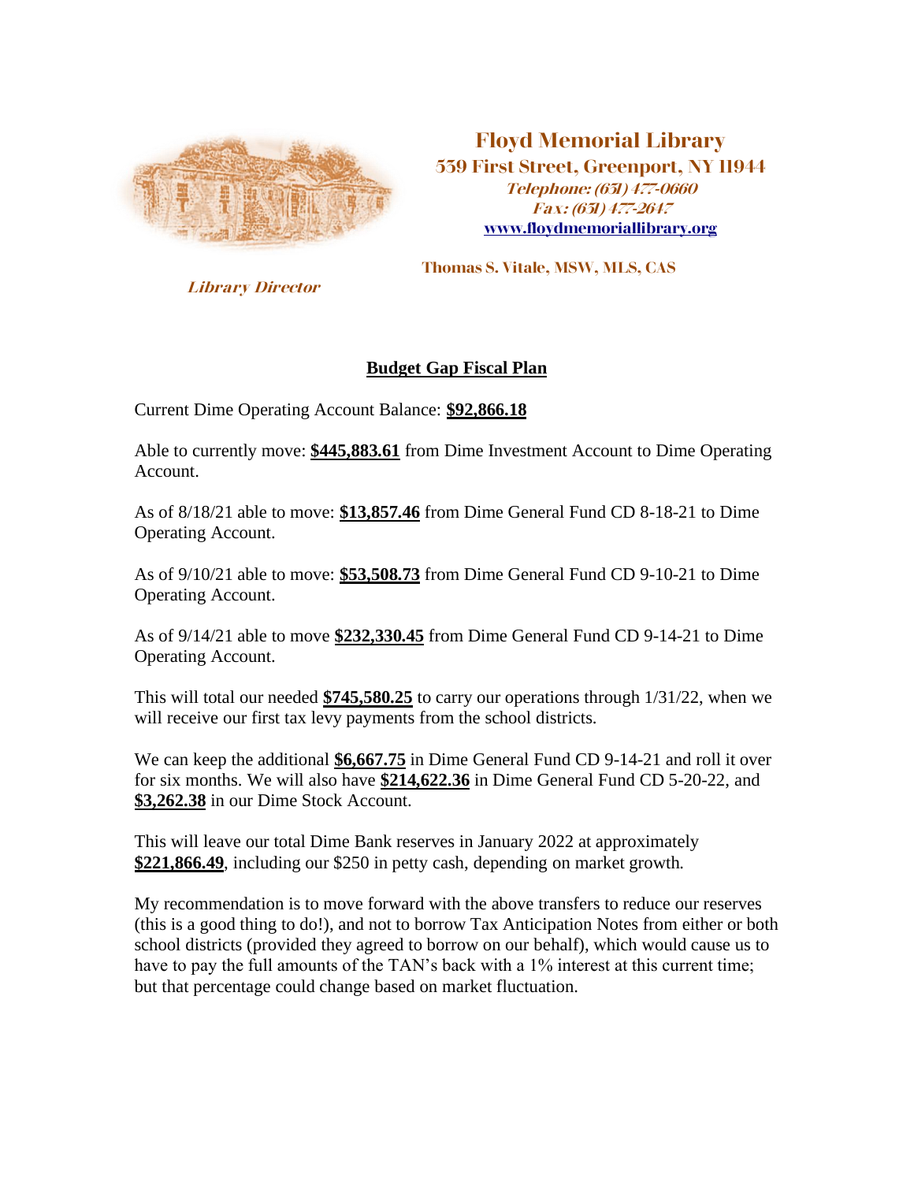**Floyd Memorial Library**
**539 First Street, Greenport, NY 11944**
*Telephone: (631) 477-0660*
*Fax: (631) 477-2647*
[www.floydmemoriallibrary.org](http://www.floydmemoriallibrary.org)

**Thomas S. Vitale, MSW, MLS, CAS**
*Library Director*

## Budget Gap Fiscal Plan

Current Dime Operating Account Balance: **$92,866.18**

Able to currently move: **$445,883.61** from Dime Investment Account to Dime Operating Account.

As of 8/18/21 able to move: **$13,857.46** from Dime General Fund CD 8-18-21 to Dime Operating Account.

As of 9/10/21 able to move: **$53,508.73** from Dime General Fund CD 9-10-21 to Dime Operating Account.

As of 9/14/21 able to move **$232,330.45** from Dime General Fund CD 9-14-21 to Dime Operating Account.

This will total our needed **$745,580.25** to carry our operations through 1/31/22, when we will receive our first tax levy payments from the school districts.

We can keep the additional **$6,667.75** in Dime General Fund CD 9-14-21 and roll it over for six months. We will also have **$214,622.36** in Dime General Fund CD 5-20-22, and **$3,262.38** in our Dime Stock Account.

This will leave our total Dime Bank reserves in January 2022 at approximately **$221,866.49**, including our $250 in petty cash, depending on market growth.

My recommendation is to move forward with the above transfers to reduce our reserves (this is a good thing to do!), and not to borrow Tax Anticipation Notes from either or both school districts (provided they agreed to borrow on our behalf), which would cause us to have to pay the full amounts of the TAN's back with a 1% interest at this current time; but that percentage could change based on market fluctuation.